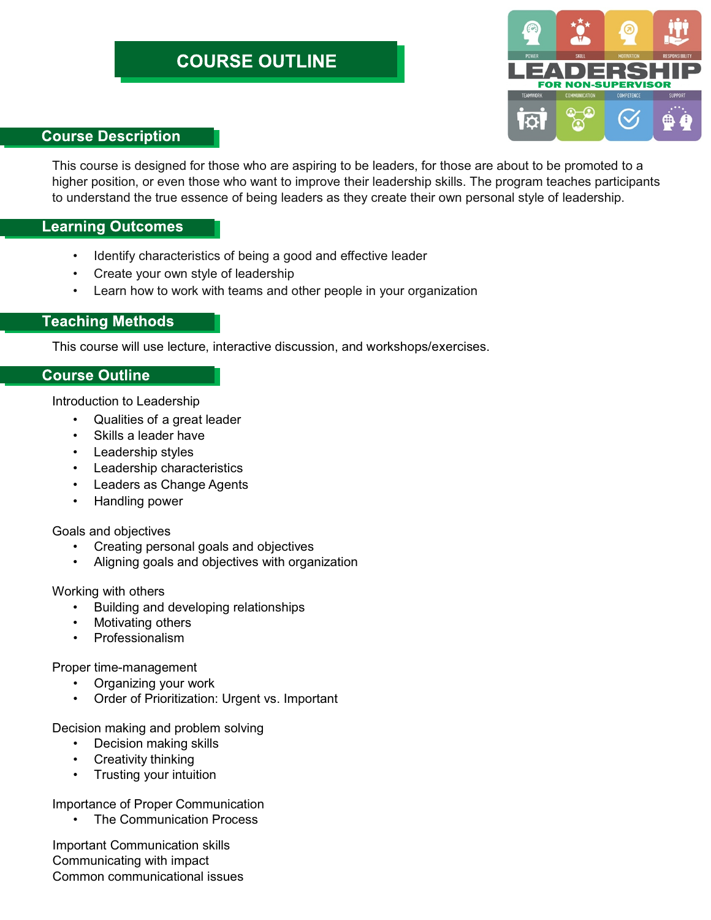# COURSE OUTLINE

## Course Description

This course is designed for those who are aspiring to be leaders, for those are about to be promoted to a higher position, or even those who want to improve their leadership skills. The program teaches participants to understand the true essence of being leaders as they create their own personal style of leadership.

## Learning Outcomes

- Identify characteristics of being a good and effective leader
- Create your own style of leadership
- Learn how to work with teams and other people in your organization

## Teaching Methods

This course will use lecture, interactive discussion, and workshops/exercises.

## Course Outline

Introduction to Leadership

- Qualities of a great leader
- Skills a leader have
- Leadership styles
- Leadership characteristics
- Leaders as Change Agents
- Handling power

Goals and objectives

- Creating personal goals and objectives
- Aligning goals and objectives with organization

Working with others

- Building and developing relationships
- Motivating others
- Professionalism

Proper time-management

- Organizing your work
- Order of Prioritization: Urgent vs. Important

Decision making and problem solving

- Decision making skills
- Creativity thinking
- Trusting your intuition

Importance of Proper Communication

- The Communication Process

Important Communication skills
Communicating with impact
Common communicational issues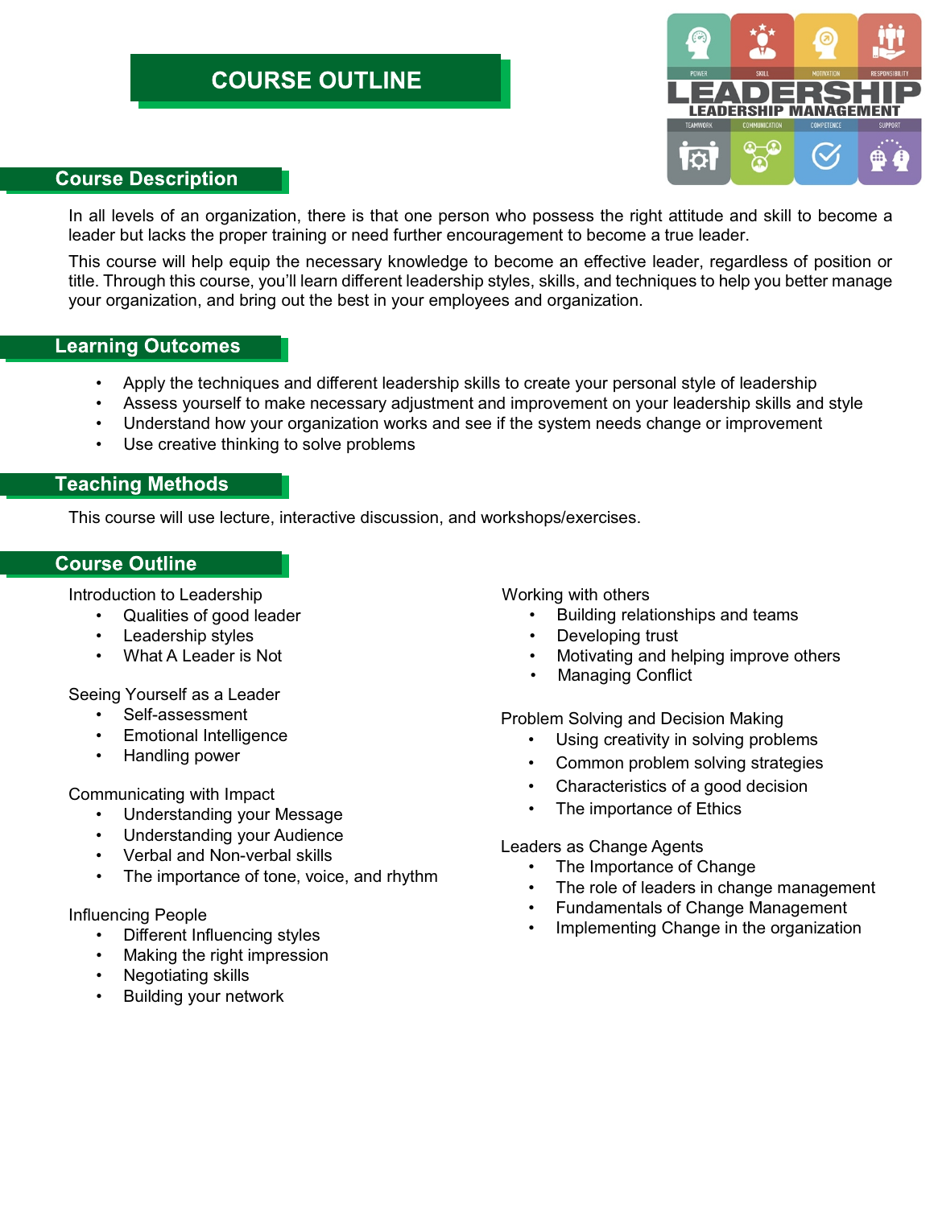# COURSE OUTLINE

## Course Description

In all levels of an organization, there is that one person who possess the right attitude and skill to become a leader but lacks the proper training or need further encouragement to become a true leader.

This course will help equip the necessary knowledge to become an effective leader, regardless of position or title. Through this course, you'll learn different leadership styles, skills, and techniques to help you better manage your organization, and bring out the best in your employees and organization.

## Learning Outcomes

- Apply the techniques and different leadership skills to create your personal style of leadership
- Assess yourself to make necessary adjustment and improvement on your leadership skills and style
- Understand how your organization works and see if the system needs change or improvement
- Use creative thinking to solve problems

## Teaching Methods

This course will use lecture, interactive discussion, and workshops/exercises.

## Course Outline

Introduction to Leadership
- Qualities of good leader
- Leadership styles
- What A Leader is Not

Seeing Yourself as a Leader
- Self-assessment
- Emotional Intelligence
- Handling power

Communicating with Impact
- Understanding your Message
- Understanding your Audience
- Verbal and Non-verbal skills
- The importance of tone, voice, and rhythm

Influencing People
- Different Influencing styles
- Making the right impression
- Negotiating skills
- Building your network

Working with others
- Building relationships and teams
- Developing trust
- Motivating and helping improve others
- Managing Conflict

Problem Solving and Decision Making
- Using creativity in solving problems
- Common problem solving strategies
- Characteristics of a good decision
- The importance of Ethics

Leaders as Change Agents
- The Importance of Change
- The role of leaders in change management
- Fundamentals of Change Management
- Implementing Change in the organization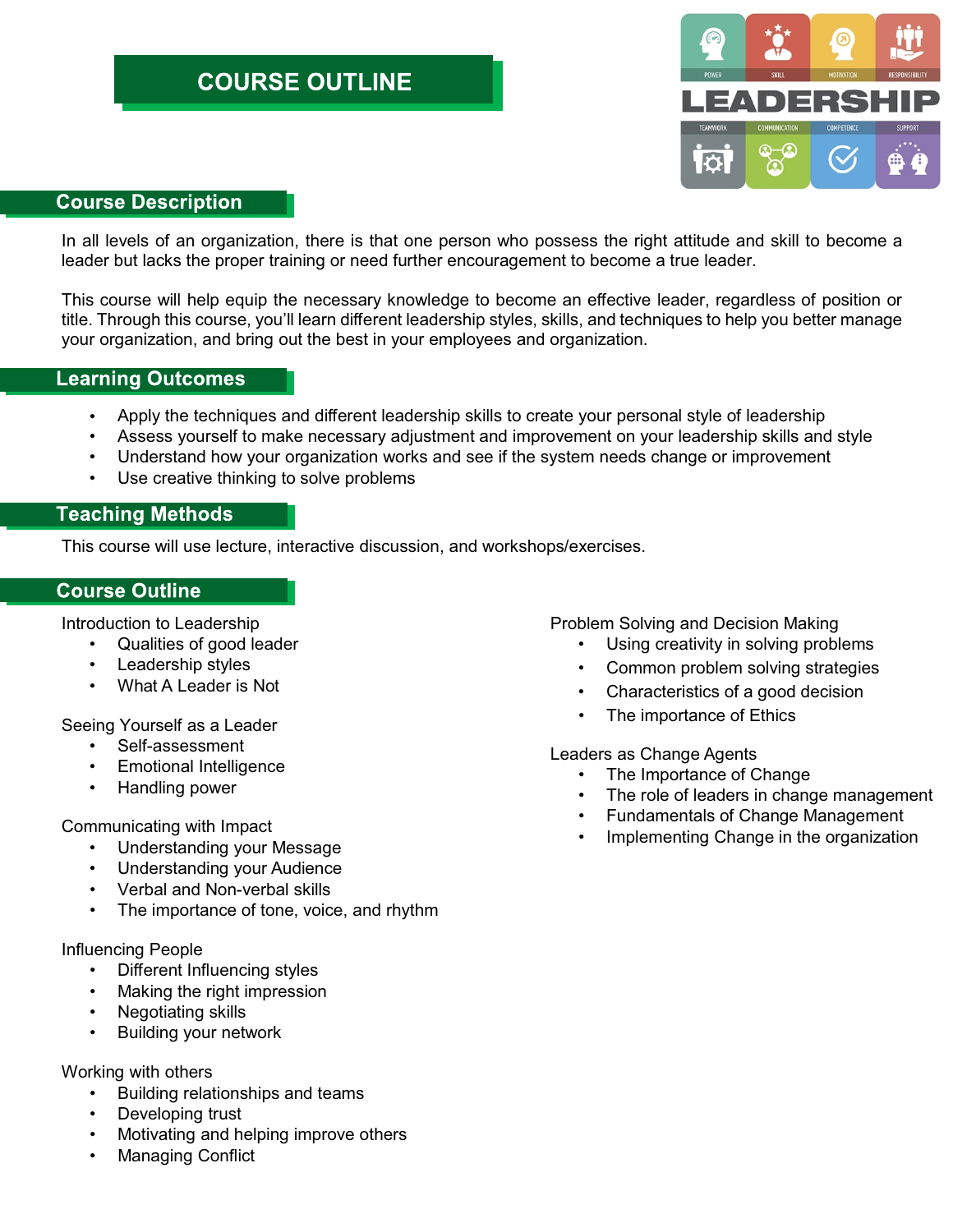# COURSE OUTLINE

## Course Description

In all levels of an organization, there is that one person who possess the right attitude and skill to become a leader but lacks the proper training or need further encouragement to become a true leader.

This course will help equip the necessary knowledge to become an effective leader, regardless of position or title. Through this course, you'll learn different leadership styles, skills, and techniques to help you better manage your organization, and bring out the best in your employees and organization.

## Learning Outcomes

- Apply the techniques and different leadership skills to create your personal style of leadership
- Assess yourself to make necessary adjustment and improvement on your leadership skills and style
- Understand how your organization works and see if the system needs change or improvement
- Use creative thinking to solve problems

## Teaching Methods

This course will use lecture, interactive discussion, and workshops/exercises.

## Course Outline

Introduction to Leadership

- Qualities of good leader
- Leadership styles
- What A Leader is Not

Seeing Yourself as a Leader

- Self-assessment
- Emotional Intelligence
- Handling power

Communicating with Impact

- Understanding your Message
- Understanding your Audience
- Verbal and Non-verbal skills
- The importance of tone, voice, and rhythm

Influencing People

- Different Influencing styles
- Making the right impression
- Negotiating skills
- Building your network

Working with others

- Building relationships and teams
- Developing trust
- Motivating and helping improve others
- Managing Conflict

Problem Solving and Decision Making

- Using creativity in solving problems
- Common problem solving strategies
- Characteristics of a good decision
- The importance of Ethics

Leaders as Change Agents

- The Importance of Change
- The role of leaders in change management
- Fundamentals of Change Management
- Implementing Change in the organization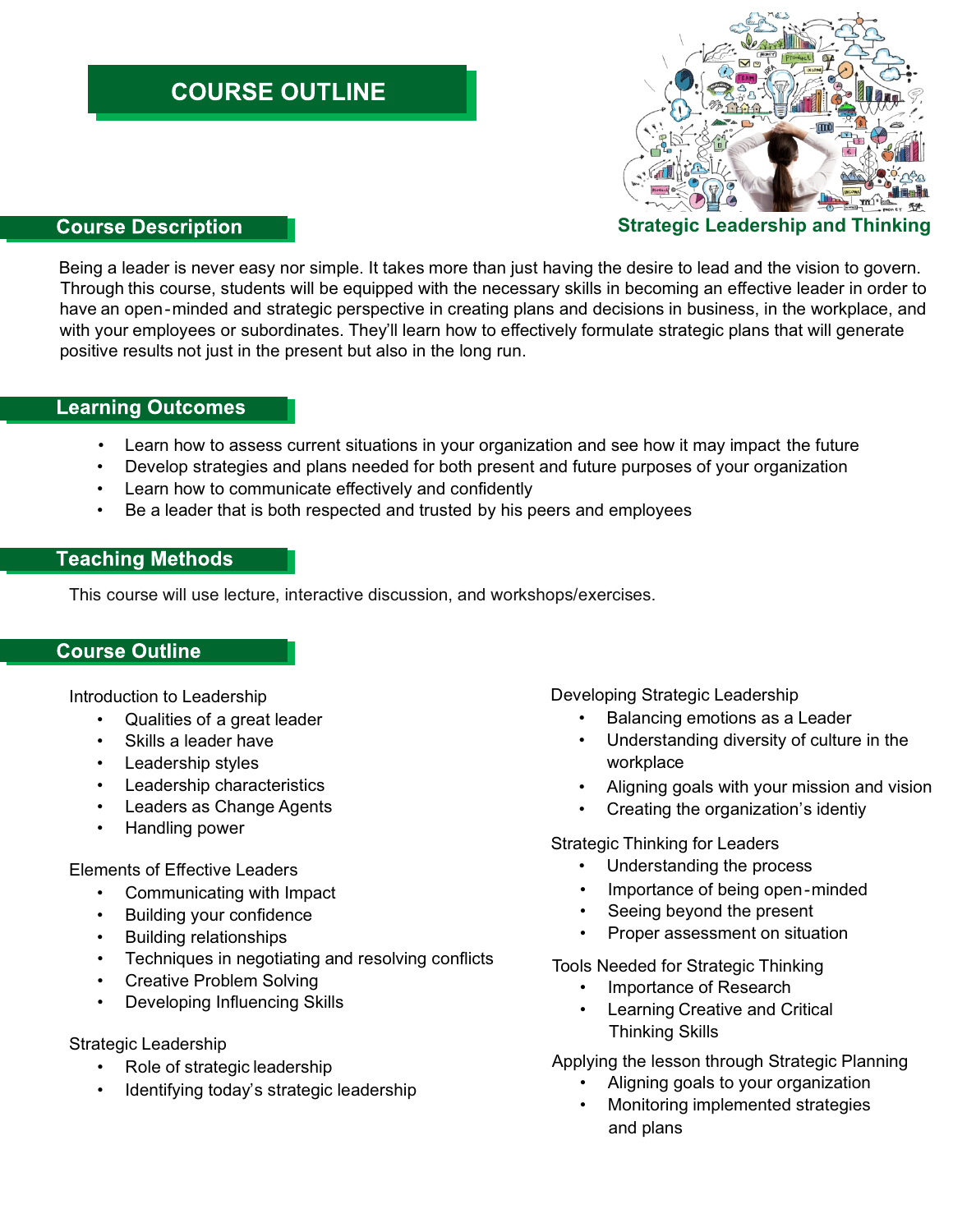# COURSE OUTLINE

Strategic Leadership and Thinking

## Course Description

Being a leader is never easy nor simple. It takes more than just having the desire to lead and the vision to govern. Through this course, students will be equipped with the necessary skills in becoming an effective leader in order to have an open-minded and strategic perspective in creating plans and decisions in business, in the workplace, and with your employees or subordinates. They'll learn how to effectively formulate strategic plans that will generate positive results not just in the present but also in the long run.

## Learning Outcomes

- Learn how to assess current situations in your organization and see how it may impact the future
- Develop strategies and plans needed for both present and future purposes of your organization
- Learn how to communicate effectively and confidently
- Be a leader that is both respected and trusted by his peers and employees

## Teaching Methods

This course will use lecture, interactive discussion, and workshops/exercises.

## Course Outline

Introduction to Leadership

- Qualities of a great leader
- Skills a leader have
- Leadership styles
- Leadership characteristics
- Leaders as Change Agents
- Handling power

Elements of Effective Leaders

- Communicating with Impact
- Building your confidence
- Building relationships
- Techniques in negotiating and resolving conflicts
- Creative Problem Solving
- Developing Influencing Skills

Strategic Leadership

- Role of strategic leadership
- Identifying today's strategic leadership

Developing Strategic Leadership

- Balancing emotions as a Leader
- Understanding diversity of culture in the workplace
- Aligning goals with your mission and vision
- Creating the organization's identiy

Strategic Thinking for Leaders

- Understanding the process
- Importance of being open-minded
- Seeing beyond the present
- Proper assessment on situation

Tools Needed for Strategic Thinking

- Importance of Research
- Learning Creative and Critical Thinking Skills

Applying the lesson through Strategic Planning

- Aligning goals to your organization
- Monitoring implemented strategies and plans